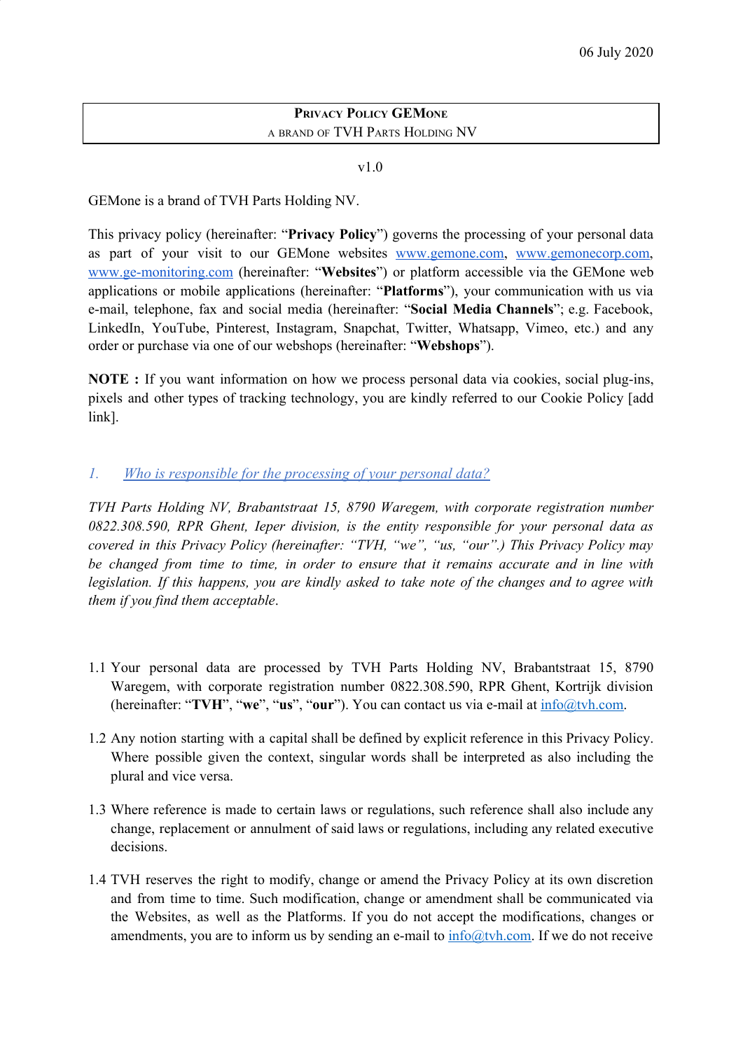06 July 2020

**PRIVACY POLICY GEMONE**
A BRAND OF TVH PARTS HOLDING NV

v1.0

GEMone is a brand of TVH Parts Holding NV.

This privacy policy (hereinafter: "**Privacy Policy**") governs the processing of your personal data as part of your visit to our GEMone websites www.gemone.com, www.gemonecorp.com, www.ge-monitoring.com (hereinafter: "**Websites**") or platform accessible via the GEMone web applications or mobile applications (hereinafter: "**Platforms**"), your communication with us via e-mail, telephone, fax and social media (hereinafter: "**Social Media Channels**"; e.g. Facebook, LinkedIn, YouTube, Pinterest, Instagram, Snapchat, Twitter, Whatsapp, Vimeo, etc.) and any order or purchase via one of our webshops (hereinafter: "**Webshops**").

**NOTE :** If you want information on how we process personal data via cookies, social plug-ins, pixels and other types of tracking technology, you are kindly referred to our Cookie Policy [add link].

## *1. Who is responsible for the processing of your personal data?*

*TVH Parts Holding NV, Brabantstraat 15, 8790 Waregem, with corporate registration number 0822.308.590, RPR Ghent, Ieper division, is the entity responsible for your personal data as covered in this Privacy Policy (hereinafter: "TVH, "we", "us, "our".) This Privacy Policy may be changed from time to time, in order to ensure that it remains accurate and in line with legislation. If this happens, you are kindly asked to take note of the changes and to agree with them if you find them acceptable.*

1.1 Your personal data are processed by TVH Parts Holding NV, Brabantstraat 15, 8790 Waregem, with corporate registration number 0822.308.590, RPR Ghent, Kortrijk division (hereinafter: "**TVH**", "**we**", "**us**", "**our**"). You can contact us via e-mail at info@tvh.com.

1.2 Any notion starting with a capital shall be defined by explicit reference in this Privacy Policy. Where possible given the context, singular words shall be interpreted as also including the plural and vice versa.

1.3 Where reference is made to certain laws or regulations, such reference shall also include any change, replacement or annulment of said laws or regulations, including any related executive decisions.

1.4 TVH reserves the right to modify, change or amend the Privacy Policy at its own discretion and from time to time. Such modification, change or amendment shall be communicated via the Websites, as well as the Platforms. If you do not accept the modifications, changes or amendments, you are to inform us by sending an e-mail to info@tvh.com. If we do not receive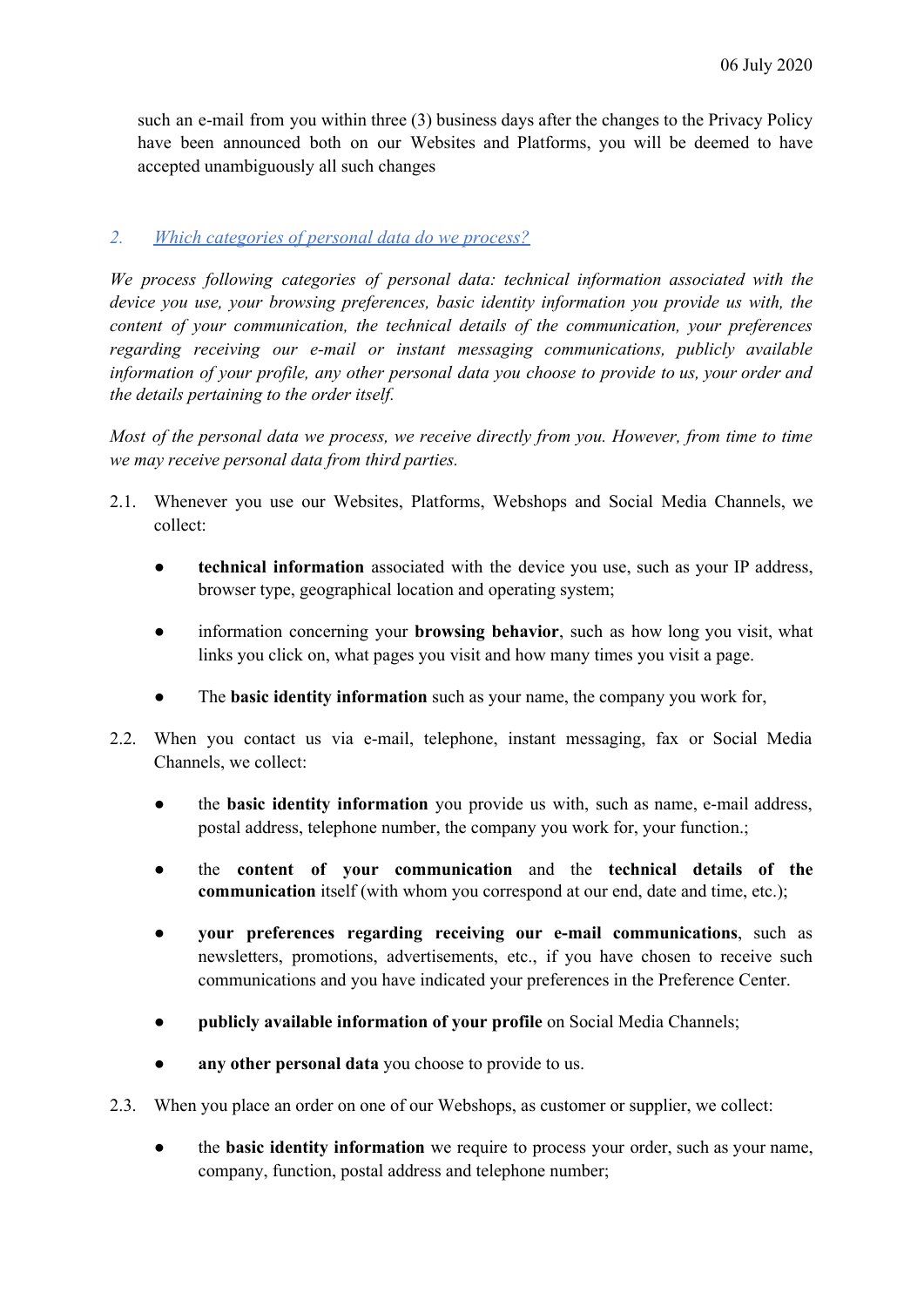such an e-mail from you within three (3) business days after the changes to the Privacy Policy have been announced both on our Websites and Platforms, you will be deemed to have accepted unambiguously all such changes

## *2. Which categories of personal data do we process?*

*We process following categories of personal data: technical information associated with the device you use, your browsing preferences, basic identity information you provide us with, the content of your communication, the technical details of the communication, your preferences regarding receiving our e-mail or instant messaging communications, publicly available information of your profile, any other personal data you choose to provide to us, your order and the details pertaining to the order itself.*

*Most of the personal data we process, we receive directly from you. However, from time to time we may receive personal data from third parties.*

2.1. Whenever you use our Websites, Platforms, Webshops and Social Media Channels, we collect:

- **technical information** associated with the device you use, such as your IP address, browser type, geographical location and operating system;
- information concerning your **browsing behavior**, such as how long you visit, what links you click on, what pages you visit and how many times you visit a page.
- The **basic identity information** such as your name, the company you work for,

2.2. When you contact us via e-mail, telephone, instant messaging, fax or Social Media Channels, we collect:

- the **basic identity information** you provide us with, such as name, e-mail address, postal address, telephone number, the company you work for, your function.;
- the **content of your communication** and the **technical details of the communication** itself (with whom you correspond at our end, date and time, etc.);
- **your preferences regarding receiving our e-mail communications**, such as newsletters, promotions, advertisements, etc., if you have chosen to receive such communications and you have indicated your preferences in the Preference Center.
- **publicly available information of your profile** on Social Media Channels;
- **any other personal data** you choose to provide to us.

2.3. When you place an order on one of our Webshops, as customer or supplier, we collect:

- the **basic identity information** we require to process your order, such as your name, company, function, postal address and telephone number;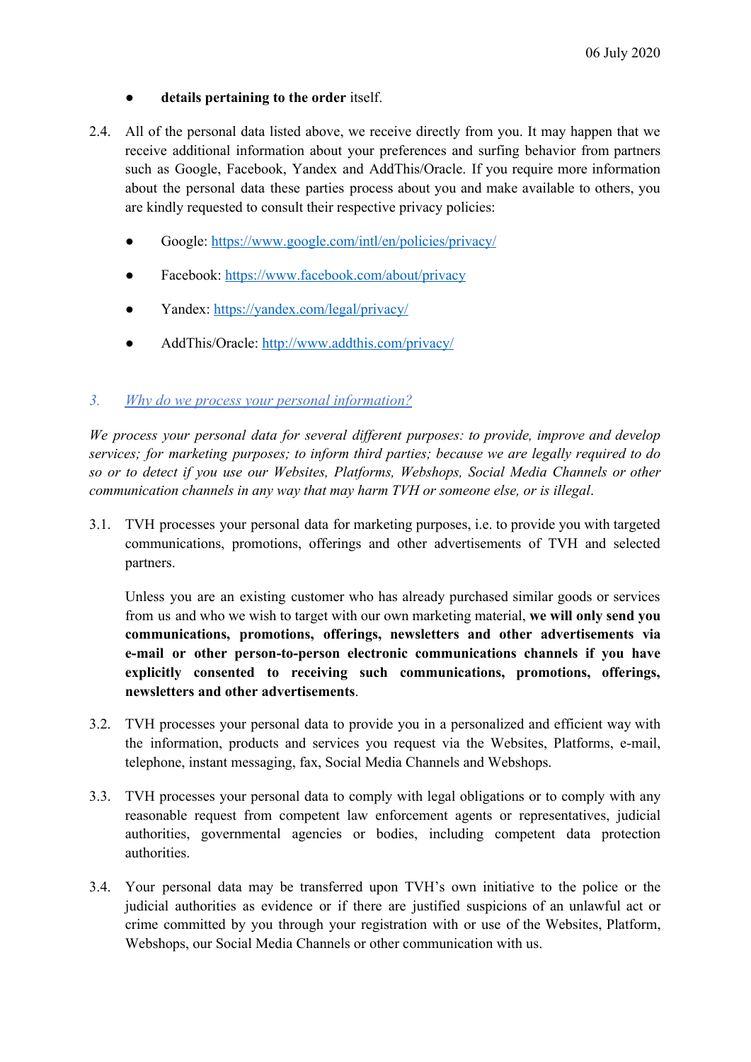- **details pertaining to the order** itself.

2.4. All of the personal data listed above, we receive directly from you. It may happen that we receive additional information about your preferences and surfing behavior from partners such as Google, Facebook, Yandex and AddThis/Oracle. If you require more information about the personal data these parties process about you and make available to others, you are kindly requested to consult their respective privacy policies:

- Google: [https://www.google.com/intl/en/policies/privacy/](https://www.google.com/intl/en/policies/privacy/)
- Facebook: [https://www.facebook.com/about/privacy](https://www.facebook.com/about/privacy)
- Yandex: [https://yandex.com/legal/privacy/](https://yandex.com/legal/privacy/)
- AddThis/Oracle: [http://www.addthis.com/privacy/](http://www.addthis.com/privacy/)

## *3. Why do we process your personal information?*

*We process your personal data for several different purposes: to provide, improve and develop services; for marketing purposes; to inform third parties; because we are legally required to do so or to detect if you use our Websites, Platforms, Webshops, Social Media Channels or other communication channels in any way that may harm TVH or someone else, or is illegal*.

3.1. TVH processes your personal data for marketing purposes, i.e. to provide you with targeted communications, promotions, offerings and other advertisements of TVH and selected partners.

Unless you are an existing customer who has already purchased similar goods or services from us and who we wish to target with our own marketing material, **we will only send you communications, promotions, offerings, newsletters and other advertisements via e-mail or other person-to-person electronic communications channels if you have explicitly consented to receiving such communications, promotions, offerings, newsletters and other advertisements**.

3.2. TVH processes your personal data to provide you in a personalized and efficient way with the information, products and services you request via the Websites, Platforms, e-mail, telephone, instant messaging, fax, Social Media Channels and Webshops.

3.3. TVH processes your personal data to comply with legal obligations or to comply with any reasonable request from competent law enforcement agents or representatives, judicial authorities, governmental agencies or bodies, including competent data protection authorities.

3.4. Your personal data may be transferred upon TVH's own initiative to the police or the judicial authorities as evidence or if there are justified suspicions of an unlawful act or crime committed by you through your registration with or use of the Websites, Platform, Webshops, our Social Media Channels or other communication with us.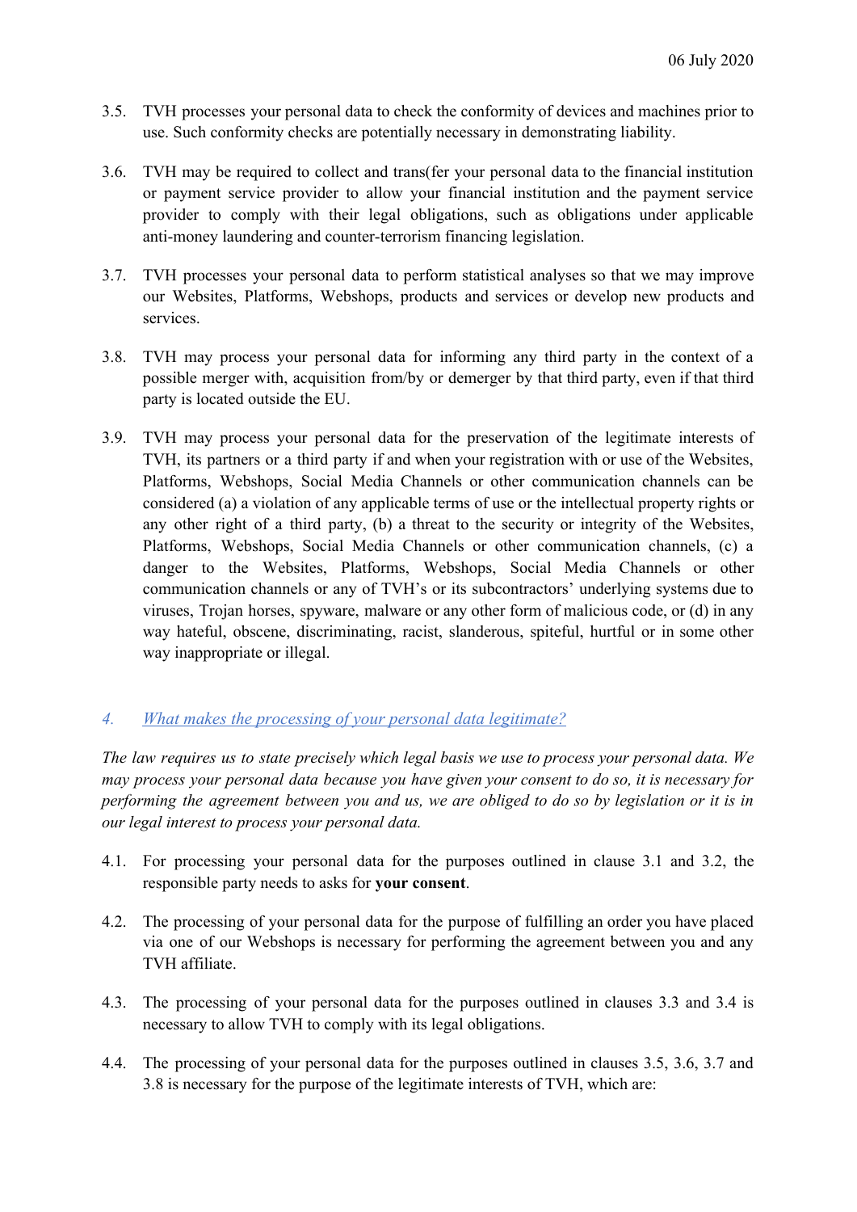3.5. TVH processes your personal data to check the conformity of devices and machines prior to use. Such conformity checks are potentially necessary in demonstrating liability.

3.6. TVH may be required to collect and trans(fer your personal data to the financial institution or payment service provider to allow your financial institution and the payment service provider to comply with their legal obligations, such as obligations under applicable anti-money laundering and counter-terrorism financing legislation.

3.7. TVH processes your personal data to perform statistical analyses so that we may improve our Websites, Platforms, Webshops, products and services or develop new products and services.

3.8. TVH may process your personal data for informing any third party in the context of a possible merger with, acquisition from/by or demerger by that third party, even if that third party is located outside the EU.

3.9. TVH may process your personal data for the preservation of the legitimate interests of TVH, its partners or a third party if and when your registration with or use of the Websites, Platforms, Webshops, Social Media Channels or other communication channels can be considered (a) a violation of any applicable terms of use or the intellectual property rights or any other right of a third party, (b) a threat to the security or integrity of the Websites, Platforms, Webshops, Social Media Channels or other communication channels, (c) a danger to the Websites, Platforms, Webshops, Social Media Channels or other communication channels or any of TVH's or its subcontractors' underlying systems due to viruses, Trojan horses, spyware, malware or any other form of malicious code, or (d) in any way hateful, obscene, discriminating, racist, slanderous, spiteful, hurtful or in some other way inappropriate or illegal.

## *4. What makes the processing of your personal data legitimate?*

*The law requires us to state precisely which legal basis we use to process your personal data. We may process your personal data because you have given your consent to do so, it is necessary for performing the agreement between you and us, we are obliged to do so by legislation or it is in our legal interest to process your personal data.*

4.1. For processing your personal data for the purposes outlined in clause 3.1 and 3.2, the responsible party needs to asks for **your consent**.

4.2. The processing of your personal data for the purpose of fulfilling an order you have placed via one of our Webshops is necessary for performing the agreement between you and any TVH affiliate.

4.3. The processing of your personal data for the purposes outlined in clauses 3.3 and 3.4 is necessary to allow TVH to comply with its legal obligations.

4.4. The processing of your personal data for the purposes outlined in clauses 3.5, 3.6, 3.7 and 3.8 is necessary for the purpose of the legitimate interests of TVH, which are: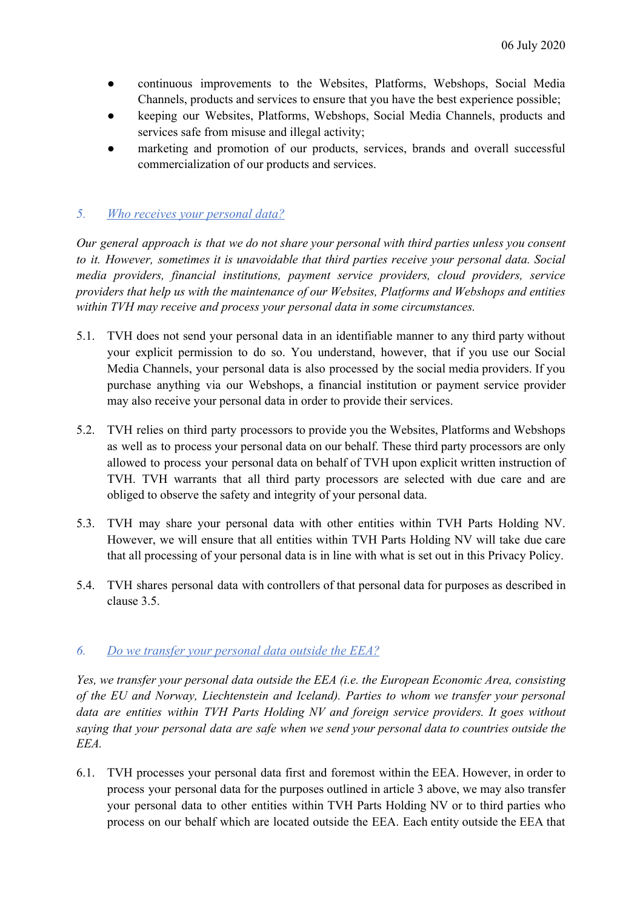- continuous improvements to the Websites, Platforms, Webshops, Social Media Channels, products and services to ensure that you have the best experience possible;
- keeping our Websites, Platforms, Webshops, Social Media Channels, products and services safe from misuse and illegal activity;
- marketing and promotion of our products, services, brands and overall successful commercialization of our products and services.

## 5. Who receives your personal data?

*Our general approach is that we do not share your personal with third parties unless you consent to it. However, sometimes it is unavoidable that third parties receive your personal data. Social media providers, financial institutions, payment service providers, cloud providers, service providers that help us with the maintenance of our Websites, Platforms and Webshops and entities within TVH may receive and process your personal data in some circumstances.*

5.1. TVH does not send your personal data in an identifiable manner to any third party without your explicit permission to do so. You understand, however, that if you use our Social Media Channels, your personal data is also processed by the social media providers. If you purchase anything via our Webshops, a financial institution or payment service provider may also receive your personal data in order to provide their services.

5.2. TVH relies on third party processors to provide you the Websites, Platforms and Webshops as well as to process your personal data on our behalf. These third party processors are only allowed to process your personal data on behalf of TVH upon explicit written instruction of TVH. TVH warrants that all third party processors are selected with due care and are obliged to observe the safety and integrity of your personal data.

5.3. TVH may share your personal data with other entities within TVH Parts Holding NV. However, we will ensure that all entities within TVH Parts Holding NV will take due care that all processing of your personal data is in line with what is set out in this Privacy Policy.

5.4. TVH shares personal data with controllers of that personal data for purposes as described in clause 3.5.

## 6. Do we transfer your personal data outside the EEA?

*Yes, we transfer your personal data outside the EEA (i.e. the European Economic Area, consisting of the EU and Norway, Liechtenstein and Iceland). Parties to whom we transfer your personal data are entities within TVH Parts Holding NV and foreign service providers. It goes without saying that your personal data are safe when we send your personal data to countries outside the EEA.*

6.1. TVH processes your personal data first and foremost within the EEA. However, in order to process your personal data for the purposes outlined in article 3 above, we may also transfer your personal data to other entities within TVH Parts Holding NV or to third parties who process on our behalf which are located outside the EEA. Each entity outside the EEA that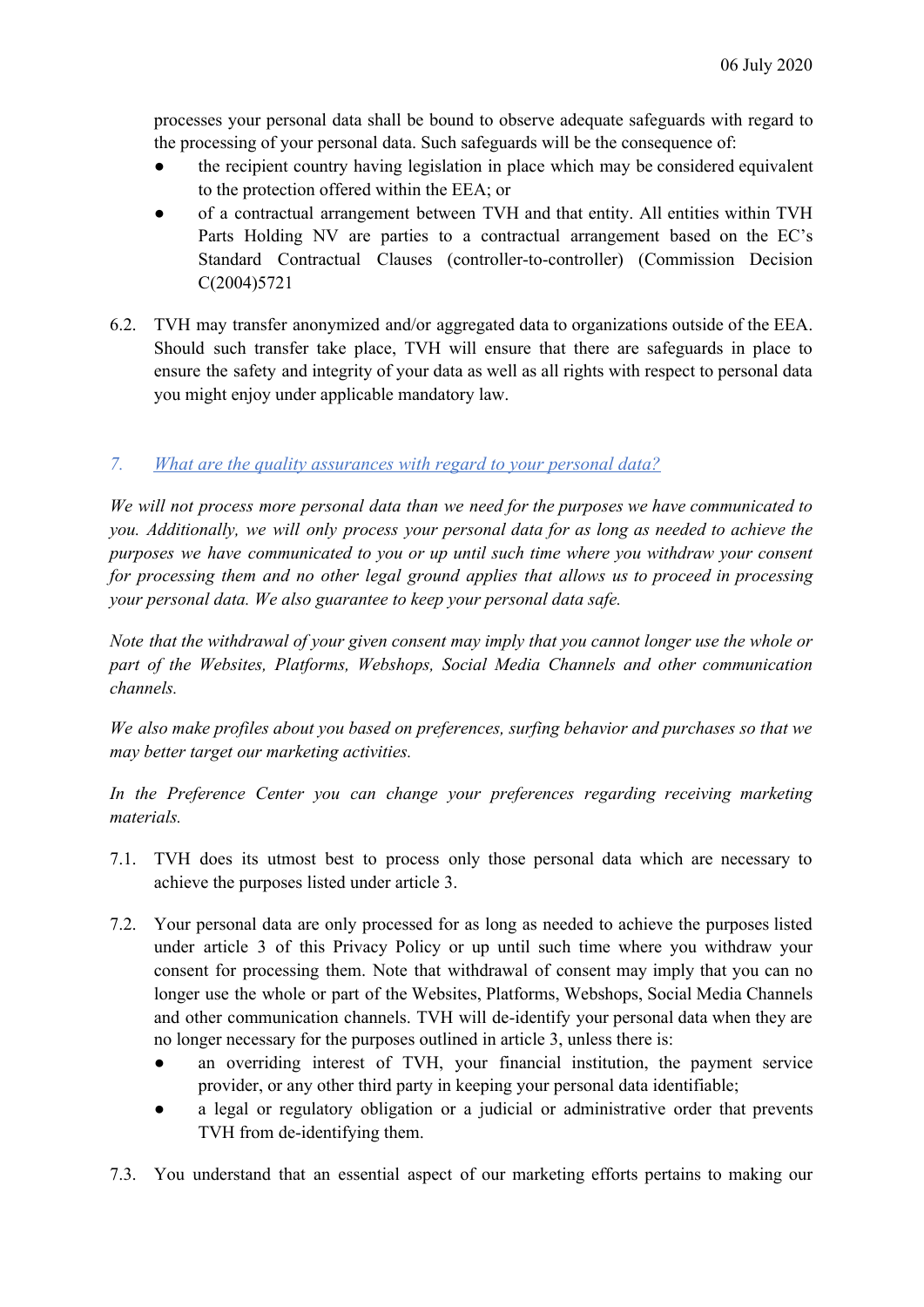processes your personal data shall be bound to observe adequate safeguards with regard to the processing of your personal data. Such safeguards will be the consequence of:

- the recipient country having legislation in place which may be considered equivalent to the protection offered within the EEA; or
- of a contractual arrangement between TVH and that entity. All entities within TVH Parts Holding NV are parties to a contractual arrangement based on the EC's Standard Contractual Clauses (controller-to-controller) (Commission Decision C(2004)5721

6.2. TVH may transfer anonymized and/or aggregated data to organizations outside of the EEA. Should such transfer take place, TVH will ensure that there are safeguards in place to ensure the safety and integrity of your data as well as all rights with respect to personal data you might enjoy under applicable mandatory law.

## *7. What are the quality assurances with regard to your personal data?*

*We will not process more personal data than we need for the purposes we have communicated to you. Additionally, we will only process your personal data for as long as needed to achieve the purposes we have communicated to you or up until such time where you withdraw your consent for processing them and no other legal ground applies that allows us to proceed in processing your personal data. We also guarantee to keep your personal data safe.*

*Note that the withdrawal of your given consent may imply that you cannot longer use the whole or part of the Websites, Platforms, Webshops, Social Media Channels and other communication channels.*

*We also make profiles about you based on preferences, surfing behavior and purchases so that we may better target our marketing activities.*

*In the Preference Center you can change your preferences regarding receiving marketing materials.*

7.1. TVH does its utmost best to process only those personal data which are necessary to achieve the purposes listed under article 3.

7.2. Your personal data are only processed for as long as needed to achieve the purposes listed under article 3 of this Privacy Policy or up until such time where you withdraw your consent for processing them. Note that withdrawal of consent may imply that you can no longer use the whole or part of the Websites, Platforms, Webshops, Social Media Channels and other communication channels. TVH will de-identify your personal data when they are no longer necessary for the purposes outlined in article 3, unless there is:

- an overriding interest of TVH, your financial institution, the payment service provider, or any other third party in keeping your personal data identifiable;
- a legal or regulatory obligation or a judicial or administrative order that prevents TVH from de-identifying them.

7.3. You understand that an essential aspect of our marketing efforts pertains to making our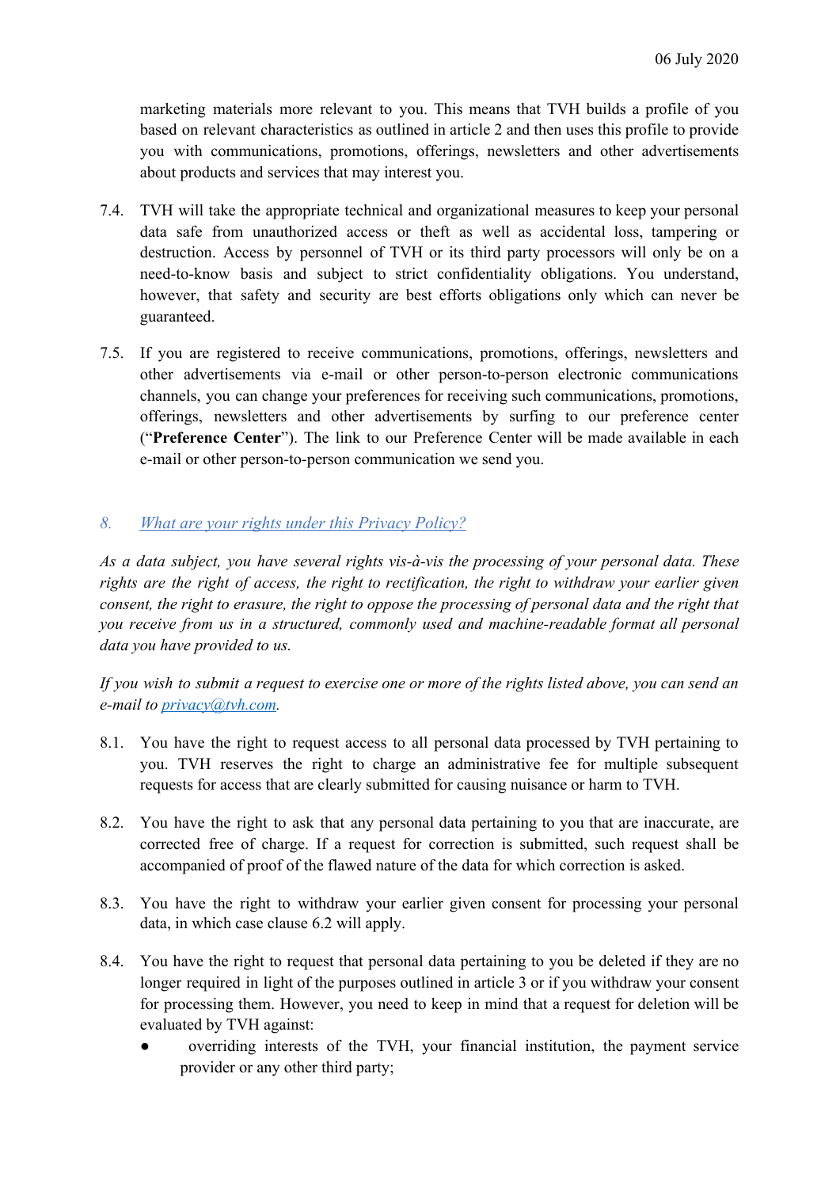marketing materials more relevant to you. This means that TVH builds a profile of you based on relevant characteristics as outlined in article 2 and then uses this profile to provide you with communications, promotions, offerings, newsletters and other advertisements about products and services that may interest you.

7.4. TVH will take the appropriate technical and organizational measures to keep your personal data safe from unauthorized access or theft as well as accidental loss, tampering or destruction. Access by personnel of TVH or its third party processors will only be on a need-to-know basis and subject to strict confidentiality obligations. You understand, however, that safety and security are best efforts obligations only which can never be guaranteed.

7.5. If you are registered to receive communications, promotions, offerings, newsletters and other advertisements via e-mail or other person-to-person electronic communications channels, you can change your preferences for receiving such communications, promotions, offerings, newsletters and other advertisements by surfing to our preference center ("**Preference Center**"). The link to our Preference Center will be made available in each e-mail or other person-to-person communication we send you.

## *8. What are your rights under this Privacy Policy?*

*As a data subject, you have several rights vis-à-vis the processing of your personal data. These rights are the right of access, the right to rectification, the right to withdraw your earlier given consent, the right to erasure, the right to oppose the processing of personal data and the right that you receive from us in a structured, commonly used and machine-readable format all personal data you have provided to us.*

*If you wish to submit a request to exercise one or more of the rights listed above, you can send an e-mail to privacy@tvh.com.*

8.1. You have the right to request access to all personal data processed by TVH pertaining to you. TVH reserves the right to charge an administrative fee for multiple subsequent requests for access that are clearly submitted for causing nuisance or harm to TVH.

8.2. You have the right to ask that any personal data pertaining to you that are inaccurate, are corrected free of charge. If a request for correction is submitted, such request shall be accompanied of proof of the flawed nature of the data for which correction is asked.

8.3. You have the right to withdraw your earlier given consent for processing your personal data, in which case clause 6.2 will apply.

8.4. You have the right to request that personal data pertaining to you be deleted if they are no longer required in light of the purposes outlined in article 3 or if you withdraw your consent for processing them. However, you need to keep in mind that a request for deletion will be evaluated by TVH against:

- overriding interests of the TVH, your financial institution, the payment service provider or any other third party;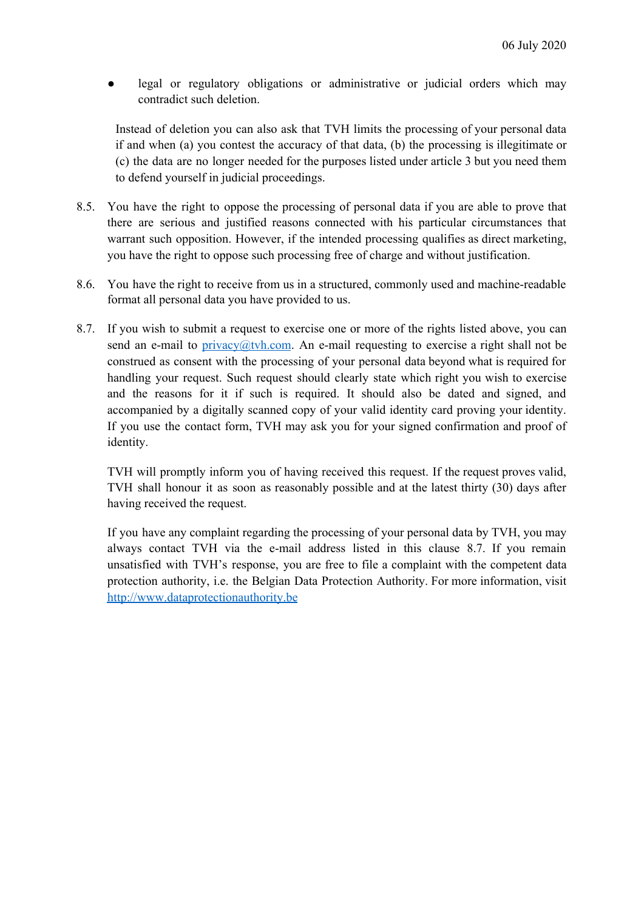- legal or regulatory obligations or administrative or judicial orders which may contradict such deletion.

  Instead of deletion you can also ask that TVH limits the processing of your personal data if and when (a) you contest the accuracy of that data, (b) the processing is illegitimate or (c) the data are no longer needed for the purposes listed under article 3 but you need them to defend yourself in judicial proceedings.

8.5. You have the right to oppose the processing of personal data if you are able to prove that there are serious and justified reasons connected with his particular circumstances that warrant such opposition. However, if the intended processing qualifies as direct marketing, you have the right to oppose such processing free of charge and without justification.

8.6. You have the right to receive from us in a structured, commonly used and machine-readable format all personal data you have provided to us.

8.7. If you wish to submit a request to exercise one or more of the rights listed above, you can send an e-mail to [privacy@tvh.com](mailto:privacy@tvh.com). An e-mail requesting to exercise a right shall not be construed as consent with the processing of your personal data beyond what is required for handling your request. Such request should clearly state which right you wish to exercise and the reasons for it if such is required. It should also be dated and signed, and accompanied by a digitally scanned copy of your valid identity card proving your identity. If you use the contact form, TVH may ask you for your signed confirmation and proof of identity.

   TVH will promptly inform you of having received this request. If the request proves valid, TVH shall honour it as soon as reasonably possible and at the latest thirty (30) days after having received the request.

   If you have any complaint regarding the processing of your personal data by TVH, you may always contact TVH via the e-mail address listed in this clause 8.7. If you remain unsatisfied with TVH's response, you are free to file a complaint with the competent data protection authority, i.e. the Belgian Data Protection Authority. For more information, visit [http://www.dataprotectionauthority.be](http://www.dataprotectionauthority.be)